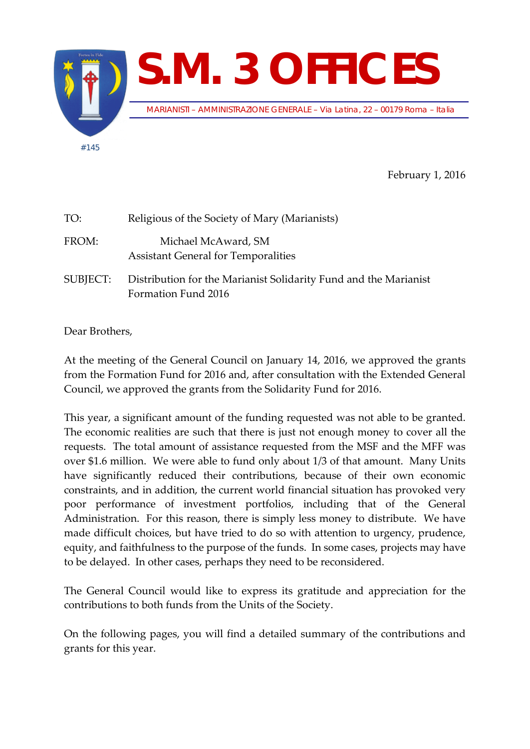# S.M. 3 OFFICES

MARIANISTI – AMMINISTRAZIONE GENERALE – Via Latina, 22 – 00179 Roma – Italia

#145

February 1, 2016

TO: Religious of the Society of Mary (Marianists)

FROM: Michael McAward, SM
Assistant General for Temporalities

SUBJECT: Distribution for the Marianist Solidarity Fund and the Marianist Formation Fund 2016

Dear Brothers,

At the meeting of the General Council on January 14, 2016, we approved the grants from the Formation Fund for 2016 and, after consultation with the Extended General Council, we approved the grants from the Solidarity Fund for 2016.

This year, a significant amount of the funding requested was not able to be granted. The economic realities are such that there is just not enough money to cover all the requests. The total amount of assistance requested from the MSF and the MFF was over $1.6 million. We were able to fund only about 1/3 of that amount. Many Units have significantly reduced their contributions, because of their own economic constraints, and in addition, the current world financial situation has provoked very poor performance of investment portfolios, including that of the General Administration. For this reason, there is simply less money to distribute. We have made difficult choices, but have tried to do so with attention to urgency, prudence, equity, and faithfulness to the purpose of the funds. In some cases, projects may have to be delayed. In other cases, perhaps they need to be reconsidered.

The General Council would like to express its gratitude and appreciation for the contributions to both funds from the Units of the Society.

On the following pages, you will find a detailed summary of the contributions and grants for this year.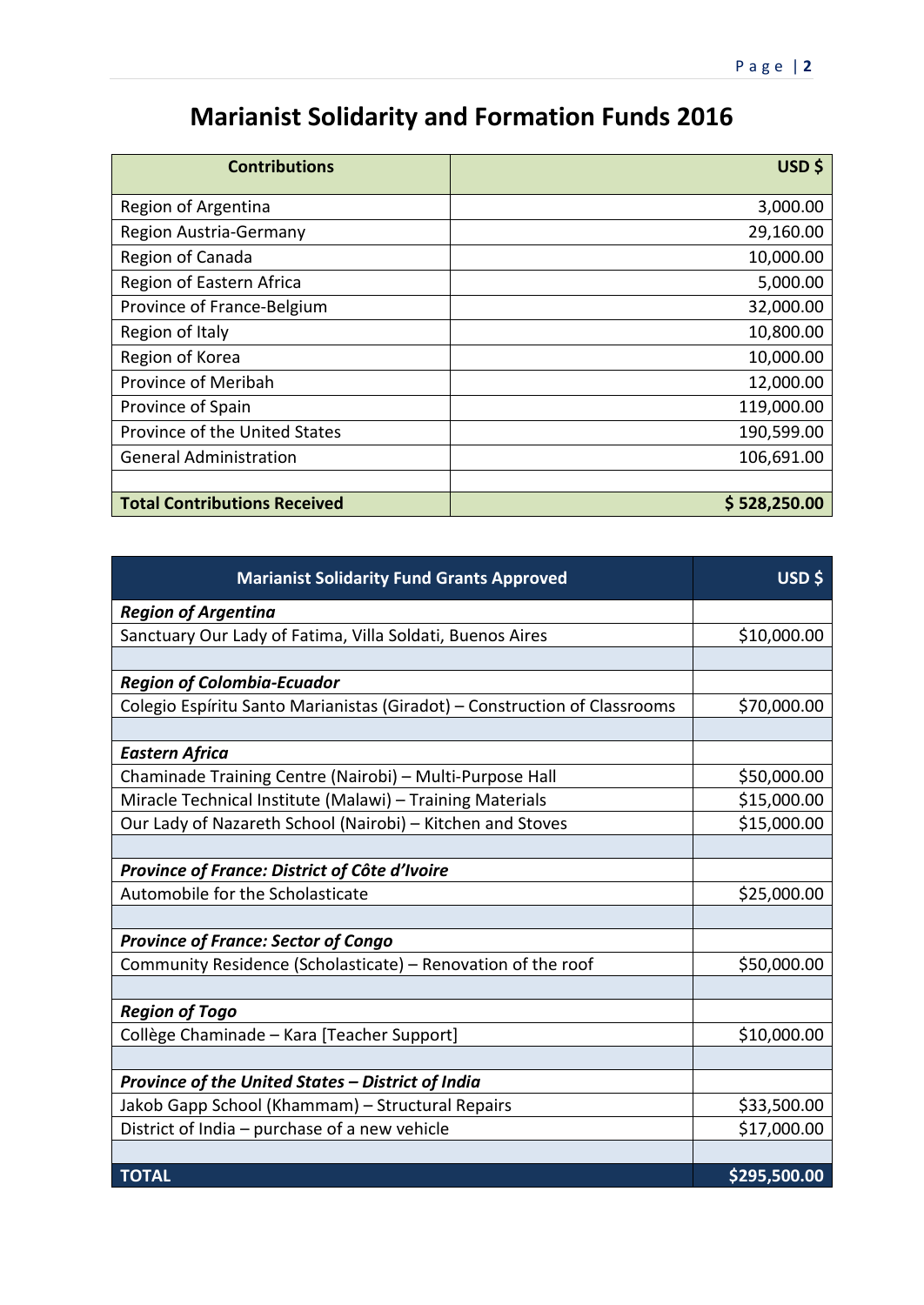# Marianist Solidarity and Formation Funds 2016

| Contributions | USD $ |
|---|---:|
| Region of Argentina | 3,000.00 |
| Region Austria-Germany | 29,160.00 |
| Region of Canada | 10,000.00 |
| Region of Eastern Africa | 5,000.00 |
| Province of France-Belgium | 32,000.00 |
| Region of Italy | 10,800.00 |
| Region of Korea | 10,000.00 |
| Province of Meribah | 12,000.00 |
| Province of Spain | 119,000.00 |
| Province of the United States | 190,599.00 |
| General Administration | 106,691.00 |
| | |
| **Total Contributions Received** | **$ 528,250.00** |

| Marianist Solidarity Fund Grants Approved | USD $ |
|---|---:|
| ***Region of Argentina*** | |
| Sanctuary Our Lady of Fatima, Villa Soldati, Buenos Aires | $10,000.00 |
| | |
| ***Region of Colombia-Ecuador*** | |
| Colegio Espíritu Santo Marianistas (Giradot) – Construction of Classrooms | $70,000.00 |
| | |
| ***Eastern Africa*** | |
| Chaminade Training Centre (Nairobi) – Multi-Purpose Hall | $50,000.00 |
| Miracle Technical Institute (Malawi) – Training Materials | $15,000.00 |
| Our Lady of Nazareth School (Nairobi) – Kitchen and Stoves | $15,000.00 |
| | |
| ***Province of France: District of Côte d'Ivoire*** | |
| Automobile for the Scholasticate | $25,000.00 |
| | |
| ***Province of France: Sector of Congo*** | |
| Community Residence (Scholasticate) – Renovation of the roof | $50,000.00 |
| | |
| ***Region of Togo*** | |
| Collège Chaminade – Kara [Teacher Support] | $10,000.00 |
| | |
| ***Province of the United States – District of India*** | |
| Jakob Gapp School (Khammam) – Structural Repairs | $33,500.00 |
| District of India – purchase of a new vehicle | $17,000.00 |
| | |
| **TOTAL** | **$295,500.00** |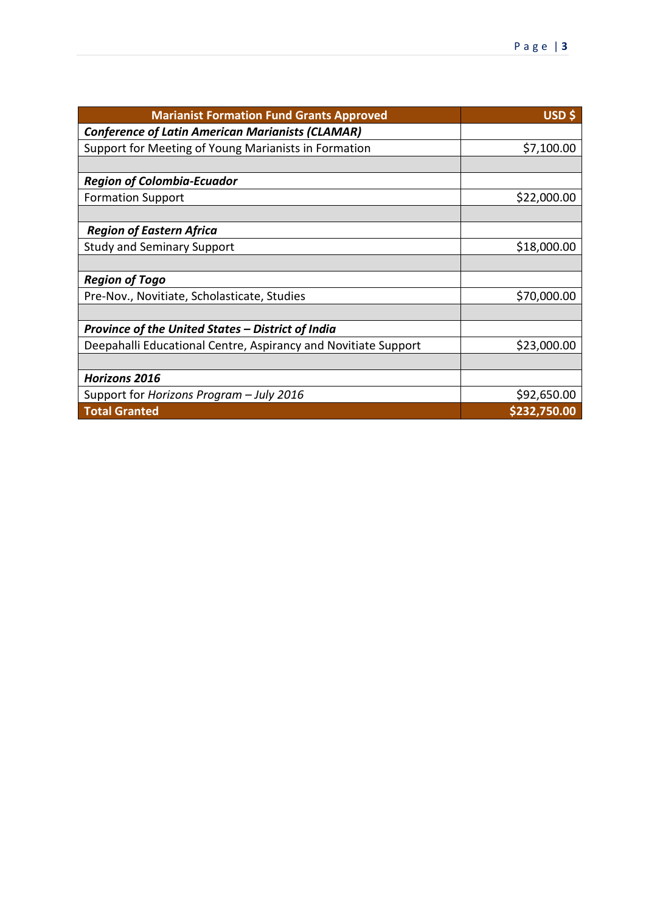| Marianist Formation Fund Grants Approved | USD $ |
|---|---|
| ***Conference of Latin American Marianists (CLAMAR)*** | |
| Support for Meeting of Young Marianists in Formation | $7,100.00 |
| | |
| ***Region of Colombia-Ecuador*** | |
| Formation Support | $22,000.00 |
| | |
| ***Region of Eastern Africa*** | |
| Study and Seminary Support | $18,000.00 |
| | |
| ***Region of Togo*** | |
| Pre-Nov., Novitiate, Scholasticate, Studies | $70,000.00 |
| | |
| ***Province of the United States – District of India*** | |
| Deepahalli Educational Centre, Aspirancy and Novitiate Support | $23,000.00 |
| | |
| ***Horizons 2016*** | |
| Support for *Horizons Program – July 2016* | $92,650.00 |
| **Total Granted** | **$232,750.00** |